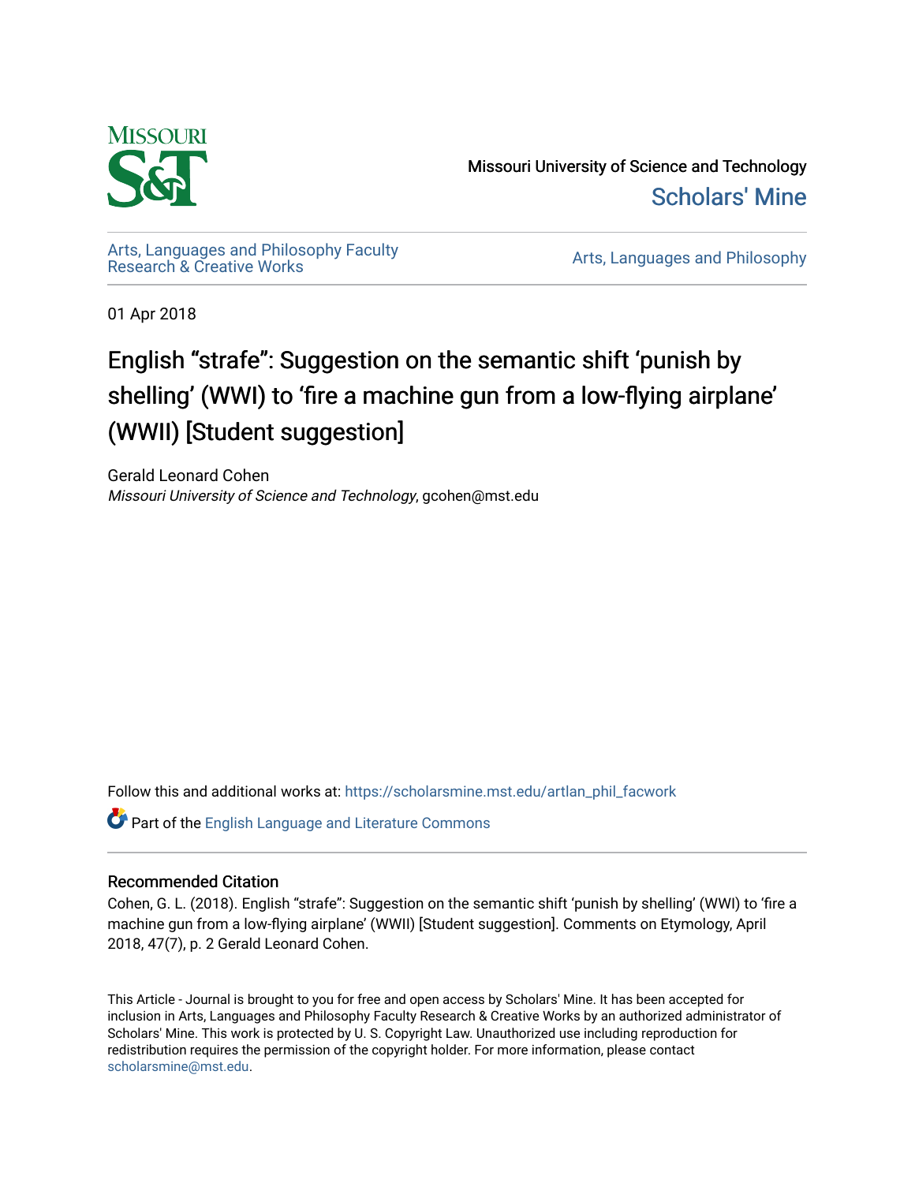Missouri University of Science and Technology

Scholars' Mine

Arts, Languages and Philosophy Faculty Research & Creative Works

Arts, Languages and Philosophy

01 Apr 2018

# English “strafe”: Suggestion on the semantic shift ‘punish by shelling’ (WWI) to ‘fire a machine gun from a low-flying airplane’ (WWII) [Student suggestion]

Gerald Leonard Cohen

*Missouri University of Science and Technology*, gcohen@mst.edu

Follow this and additional works at: https://scholarsmine.mst.edu/artlan_phil_facwork

Part of the English Language and Literature Commons

## Recommended Citation

Cohen, G. L. (2018). English “strafe”: Suggestion on the semantic shift ‘punish by shelling’ (WWI) to ‘fire a machine gun from a low-flying airplane’ (WWII) [Student suggestion]. Comments on Etymology, April 2018, 47(7), p. 2 Gerald Leonard Cohen.

This Article - Journal is brought to you for free and open access by Scholars' Mine. It has been accepted for inclusion in Arts, Languages and Philosophy Faculty Research & Creative Works by an authorized administrator of Scholars' Mine. This work is protected by U. S. Copyright Law. Unauthorized use including reproduction for redistribution requires the permission of the copyright holder. For more information, please contact scholarsmine@mst.edu.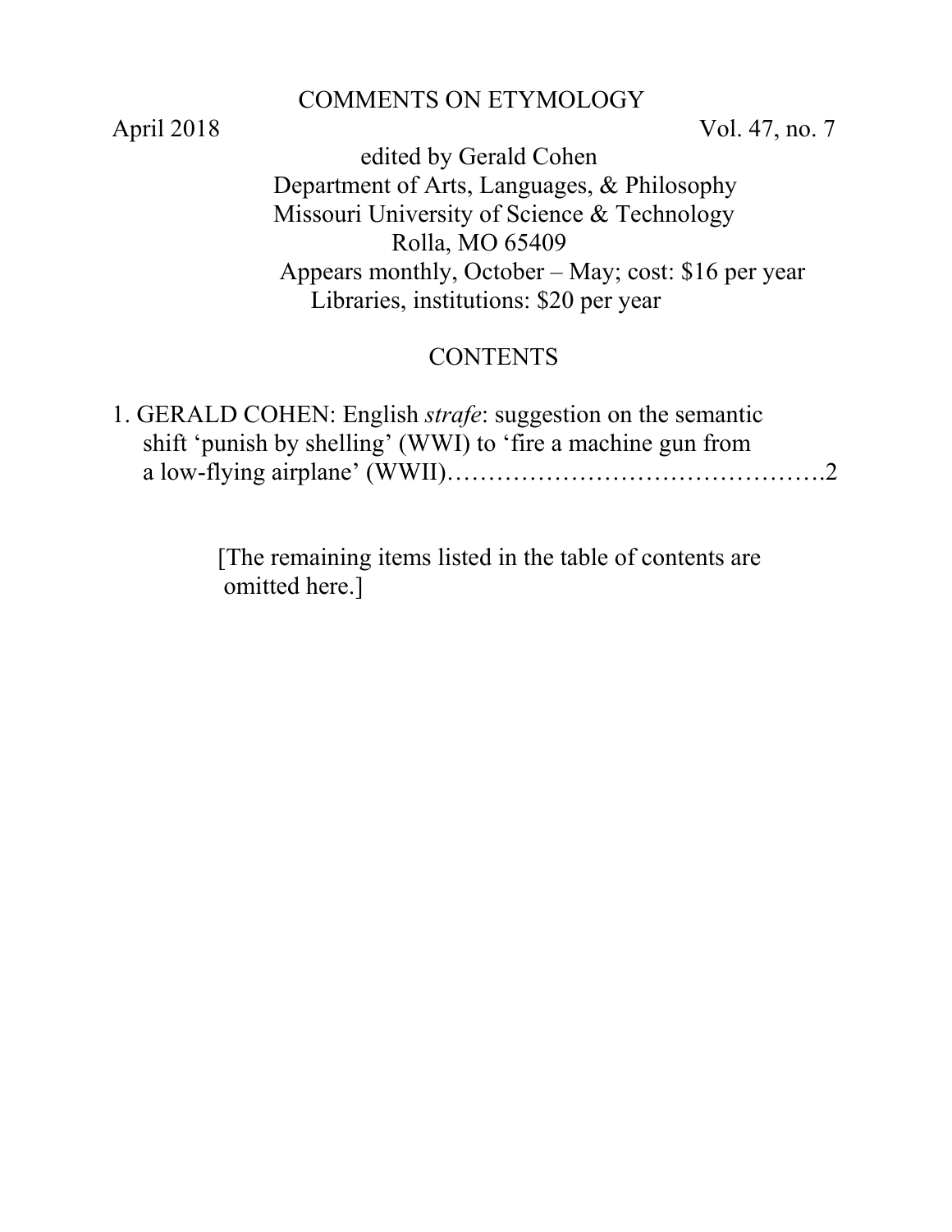# COMMENTS ON ETYMOLOGY

April 2018 Vol. 47, no. 7

edited by Gerald Cohen
Department of Arts, Languages, & Philosophy
Missouri University of Science & Technology
Rolla, MO 65409
Appears monthly, October – May; cost: $16 per year
Libraries, institutions: $20 per year

## CONTENTS

1. GERALD COHEN: English *strafe*: suggestion on the semantic shift 'punish by shelling' (WWI) to 'fire a machine gun from a low-flying airplane' (WWII)……………………………………….2

[The remaining items listed in the table of contents are omitted here.]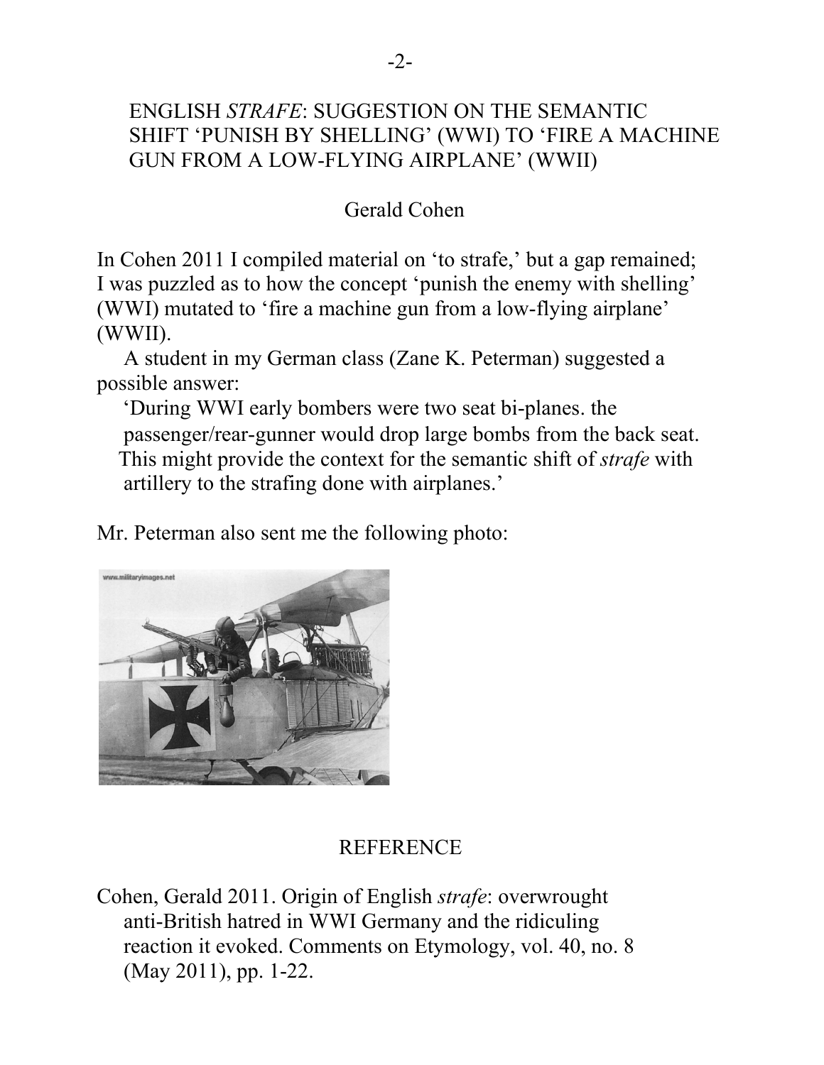# ENGLISH *STRAFE*: SUGGESTION ON THE SEMANTIC SHIFT 'PUNISH BY SHELLING' (WWI) TO 'FIRE A MACHINE GUN FROM A LOW-FLYING AIRPLANE' (WWII)

Gerald Cohen

In Cohen 2011 I compiled material on 'to strafe,' but a gap remained; I was puzzled as to how the concept 'punish the enemy with shelling' (WWI) mutated to 'fire a machine gun from a low-flying airplane' (WWII).

A student in my German class (Zane K. Peterman) suggested a possible answer:

> 'During WWI early bombers were two seat bi-planes. the passenger/rear-gunner would drop large bombs from the back seat. This might provide the context for the semantic shift of *strafe* with artillery to the strafing done with airplanes.'

Mr. Peterman also sent me the following photo:

## REFERENCE

Cohen, Gerald 2011. Origin of English *strafe*: overwrought anti-British hatred in WWI Germany and the ridiculing reaction it evoked. Comments on Etymology, vol. 40, no. 8 (May 2011), pp. 1-22.